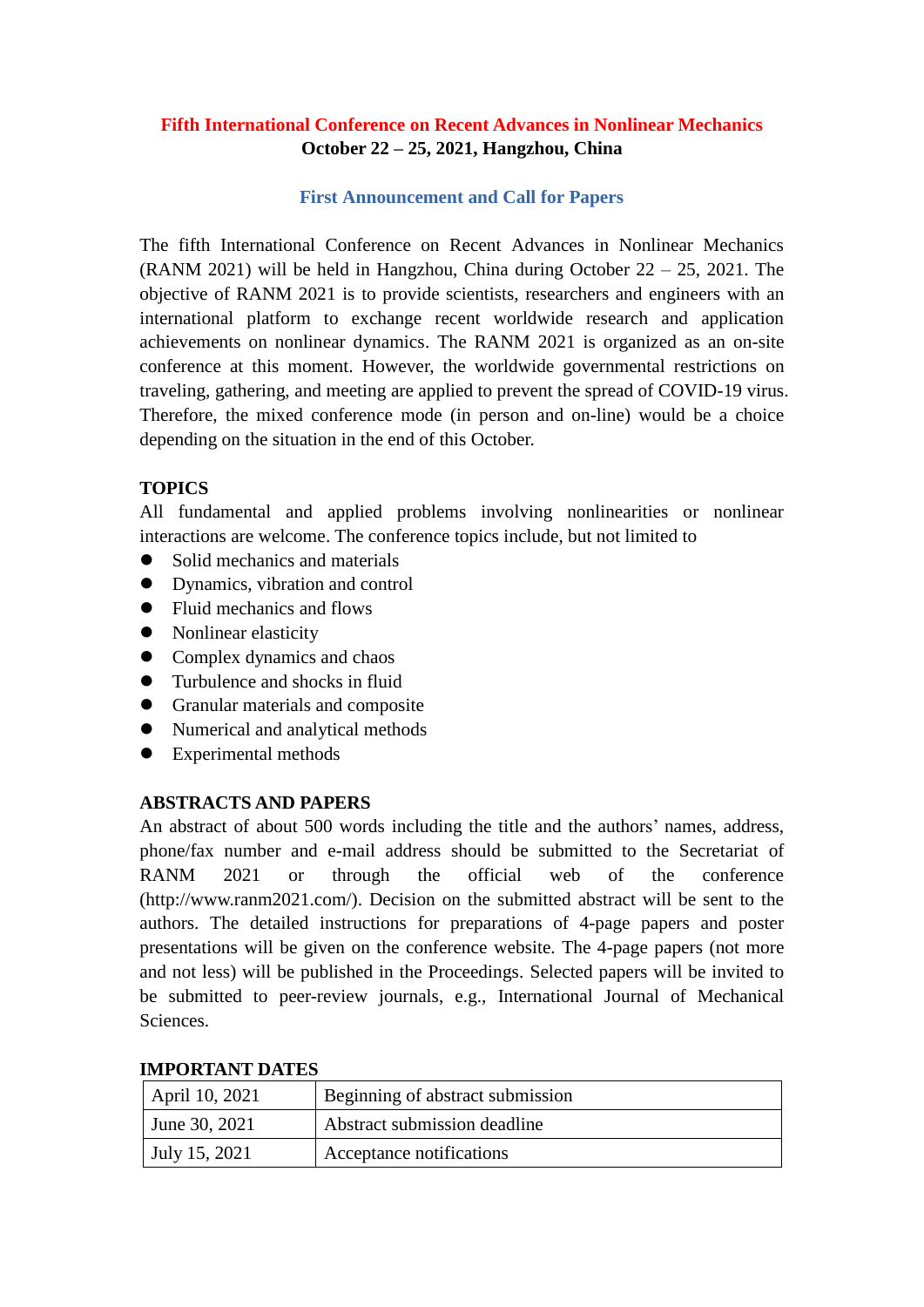# Fifth International Conference on Recent Advances in Nonlinear Mechanics

**October 22 – 25, 2021, Hangzhou, China**

## First Announcement and Call for Papers

The fifth International Conference on Recent Advances in Nonlinear Mechanics (RANM 2021) will be held in Hangzhou, China during October 22 – 25, 2021. The objective of RANM 2021 is to provide scientists, researchers and engineers with an international platform to exchange recent worldwide research and application achievements on nonlinear dynamics. The RANM 2021 is organized as an on-site conference at this moment. However, the worldwide governmental restrictions on traveling, gathering, and meeting are applied to prevent the spread of COVID-19 virus. Therefore, the mixed conference mode (in person and on-line) would be a choice depending on the situation in the end of this October.

### TOPICS

All fundamental and applied problems involving nonlinearities or nonlinear interactions are welcome. The conference topics include, but not limited to

- Solid mechanics and materials
- Dynamics, vibration and control
- Fluid mechanics and flows
- Nonlinear elasticity
- Complex dynamics and chaos
- Turbulence and shocks in fluid
- Granular materials and composite
- Numerical and analytical methods
- Experimental methods

### ABSTRACTS AND PAPERS

An abstract of about 500 words including the title and the authors' names, address, phone/fax number and e-mail address should be submitted to the Secretariat of RANM 2021 or through the official web of the conference (http://www.ranm2021.com/). Decision on the submitted abstract will be sent to the authors. The detailed instructions for preparations of 4-page papers and poster presentations will be given on the conference website. The 4-page papers (not more and not less) will be published in the Proceedings. Selected papers will be invited to be submitted to peer-review journals, e.g., International Journal of Mechanical Sciences.

### IMPORTANT DATES

| April 10, 2021 | Beginning of abstract submission |
|---|---|
| June 30, 2021 | Abstract submission deadline |
| July 15, 2021 | Acceptance notifications |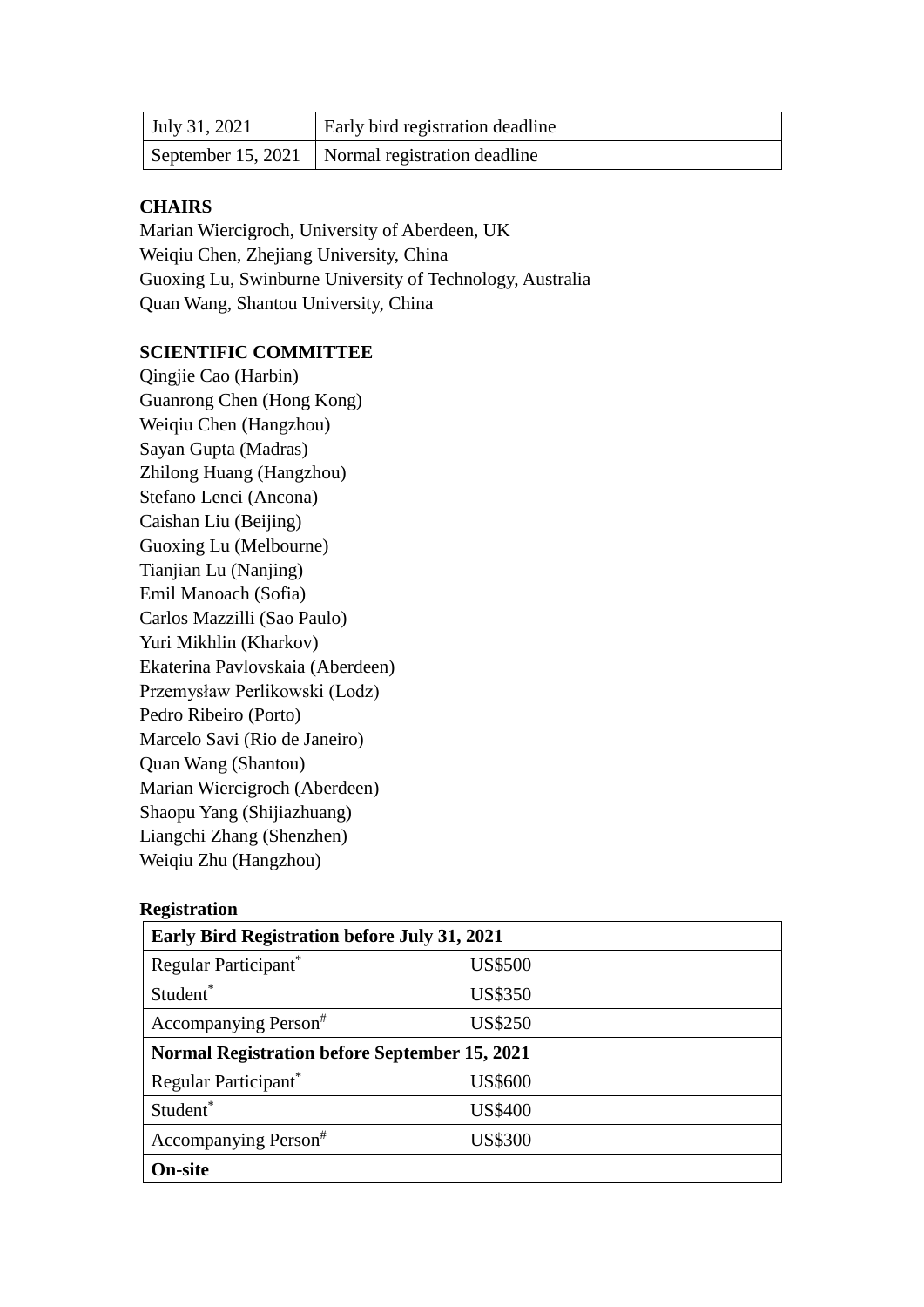| | |
|---|---|
| July 31, 2021 | Early bird registration deadline |
| September 15, 2021 | Normal registration deadline |

**CHAIRS**

Marian Wiercigroch, University of Aberdeen, UK
Weiqiu Chen, Zhejiang University, China
Guoxing Lu, Swinburne University of Technology, Australia
Quan Wang, Shantou University, China

**SCIENTIFIC COMMITTEE**

Qingjie Cao (Harbin)
Guanrong Chen (Hong Kong)
Weiqiu Chen (Hangzhou)
Sayan Gupta (Madras)
Zhilong Huang (Hangzhou)
Stefano Lenci (Ancona)
Caishan Liu (Beijing)
Guoxing Lu (Melbourne)
Tianjian Lu (Nanjing)
Emil Manoach (Sofia)
Carlos Mazzilli (Sao Paulo)
Yuri Mikhlin (Kharkov)
Ekaterina Pavlovskaia (Aberdeen)
Przemysław Perlikowski (Lodz)
Pedro Ribeiro (Porto)
Marcelo Savi (Rio de Janeiro)
Quan Wang (Shantou)
Marian Wiercigroch (Aberdeen)
Shaopu Yang (Shijiazhuang)
Liangchi Zhang (Shenzhen)
Weiqiu Zhu (Hangzhou)

**Registration**

| **Early Bird Registration before July 31, 2021** | |
|---|---|
| Regular Participant* | US$500 |
| Student* | US$350 |
| Accompanying Person# | US$250 |
| **Normal Registration before September 15, 2021** | |
| Regular Participant* | US$600 |
| Student* | US$400 |
| Accompanying Person# | US$300 |
| **On-site** | |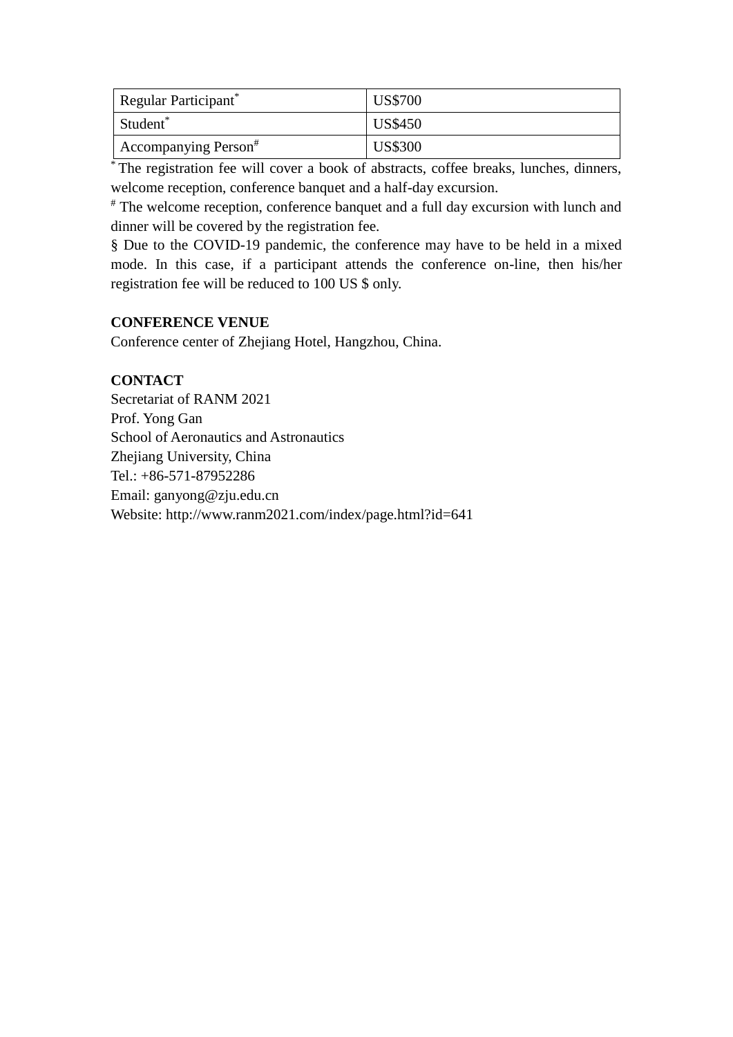| | |
|---|---|
| Regular Participant* | US$700 |
| Student* | US$450 |
| Accompanying Person# | US$300 |

* The registration fee will cover a book of abstracts, coffee breaks, lunches, dinners, welcome reception, conference banquet and a half-day excursion.

# The welcome reception, conference banquet and a full day excursion with lunch and dinner will be covered by the registration fee.

§ Due to the COVID-19 pandemic, the conference may have to be held in a mixed mode. In this case, if a participant attends the conference on-line, then his/her registration fee will be reduced to 100 US $ only.

**CONFERENCE VENUE**

Conference center of Zhejiang Hotel, Hangzhou, China.

**CONTACT**

Secretariat of RANM 2021
Prof. Yong Gan
School of Aeronautics and Astronautics
Zhejiang University, China
Tel.: +86-571-87952286
Email: ganyong@zju.edu.cn
Website: http://www.ranm2021.com/index/page.html?id=641